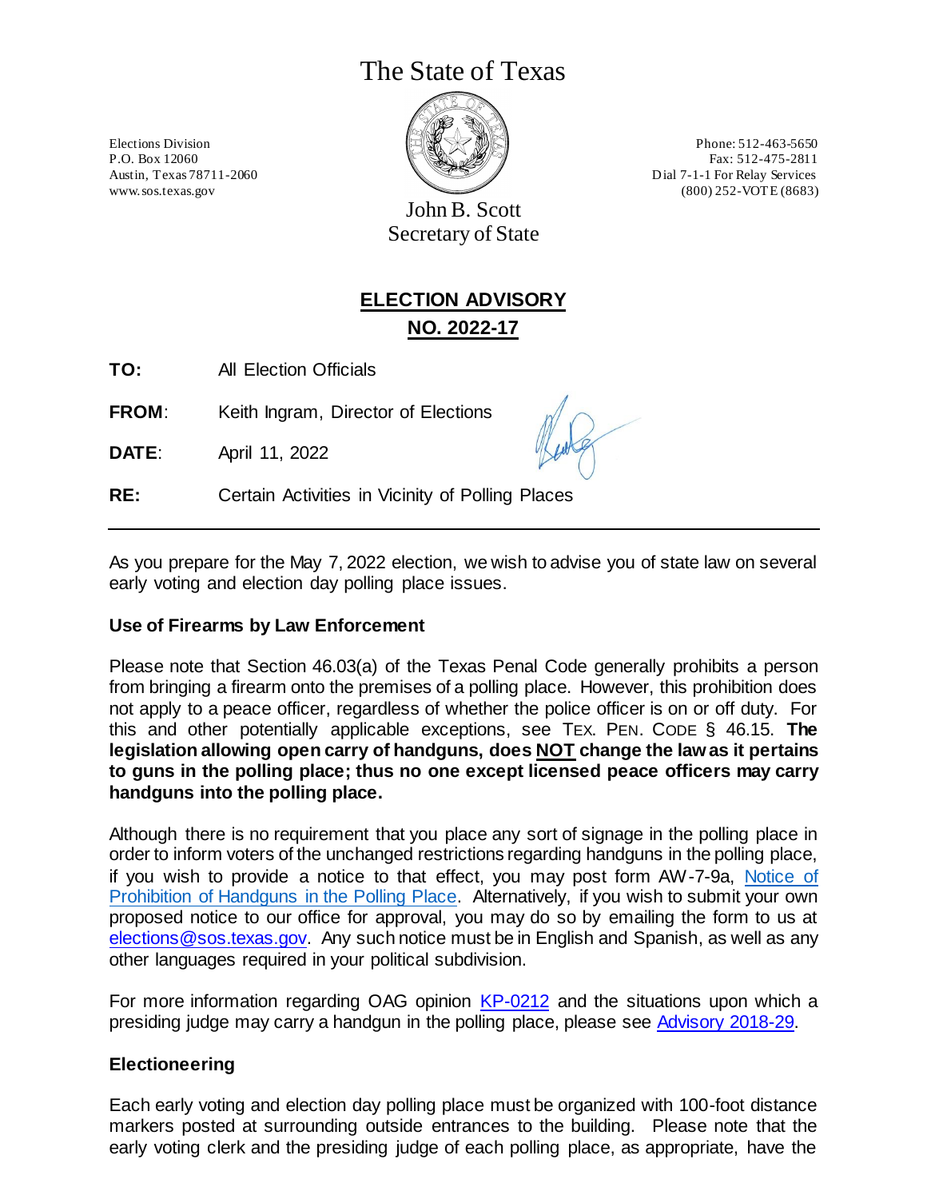# The State of Texas

Elections Division
P.O. Box 12060
Austin, Texas 78711-2060
www.sos.texas.gov

Phone: 512-463-5650
Fax: 512-475-2811
Dial 7-1-1 For Relay Services
(800) 252-VOTE (8683)

John B. Scott
Secretary of State

## ELECTION ADVISORY
## NO. 2022-17

**TO:** All Election Officials

**FROM**: Keith Ingram, Director of Elections

**DATE**: April 11, 2022

**RE:** Certain Activities in Vicinity of Polling Places

---

As you prepare for the May 7, 2022 election, we wish to advise you of state law on several early voting and election day polling place issues.

### Use of Firearms by Law Enforcement

Please note that Section 46.03(a) of the Texas Penal Code generally prohibits a person from bringing a firearm onto the premises of a polling place. However, this prohibition does not apply to a peace officer, regardless of whether the police officer is on or off duty. For this and other potentially applicable exceptions, see TEX. PEN. CODE § 46.15. **The legislation allowing open carry of handguns, does NOT change the law as it pertains to guns in the polling place; thus no one except licensed peace officers may carry handguns into the polling place.**

Although there is no requirement that you place any sort of signage in the polling place in order to inform voters of the unchanged restrictions regarding handguns in the polling place, if you wish to provide a notice to that effect, you may post form AW-7-9a, Notice of Prohibition of Handguns in the Polling Place. Alternatively, if you wish to submit your own proposed notice to our office for approval, you may do so by emailing the form to us at elections@sos.texas.gov. Any such notice must be in English and Spanish, as well as any other languages required in your political subdivision.

For more information regarding OAG opinion KP-0212 and the situations upon which a presiding judge may carry a handgun in the polling place, please see Advisory 2018-29.

### Electioneering

Each early voting and election day polling place must be organized with 100-foot distance markers posted at surrounding outside entrances to the building. Please note that the early voting clerk and the presiding judge of each polling place, as appropriate, have the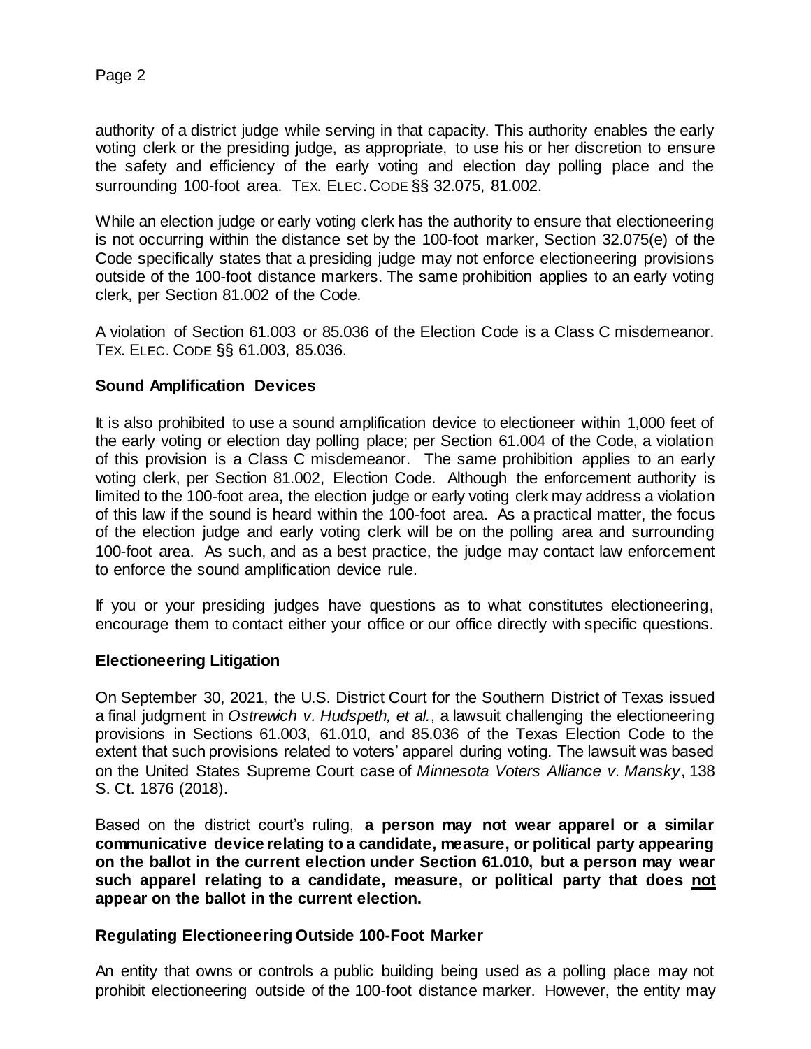authority of a district judge while serving in that capacity. This authority enables the early voting clerk or the presiding judge, as appropriate, to use his or her discretion to ensure the safety and efficiency of the early voting and election day polling place and the surrounding 100-foot area. TEX. ELEC. CODE §§ 32.075, 81.002.

While an election judge or early voting clerk has the authority to ensure that electioneering is not occurring within the distance set by the 100-foot marker, Section 32.075(e) of the Code specifically states that a presiding judge may not enforce electioneering provisions outside of the 100-foot distance markers. The same prohibition applies to an early voting clerk, per Section 81.002 of the Code.

A violation of Section 61.003 or 85.036 of the Election Code is a Class C misdemeanor. TEX. ELEC. CODE §§ 61.003, 85.036.

### Sound Amplification Devices

It is also prohibited to use a sound amplification device to electioneer within 1,000 feet of the early voting or election day polling place; per Section 61.004 of the Code, a violation of this provision is a Class C misdemeanor. The same prohibition applies to an early voting clerk, per Section 81.002, Election Code. Although the enforcement authority is limited to the 100-foot area, the election judge or early voting clerk may address a violation of this law if the sound is heard within the 100-foot area. As a practical matter, the focus of the election judge and early voting clerk will be on the polling area and surrounding 100-foot area. As such, and as a best practice, the judge may contact law enforcement to enforce the sound amplification device rule.

If you or your presiding judges have questions as to what constitutes electioneering, encourage them to contact either your office or our office directly with specific questions.

### Electioneering Litigation

On September 30, 2021, the U.S. District Court for the Southern District of Texas issued a final judgment in *Ostrewich v. Hudspeth, et al.*, a lawsuit challenging the electioneering provisions in Sections 61.003, 61.010, and 85.036 of the Texas Election Code to the extent that such provisions related to voters' apparel during voting. The lawsuit was based on the United States Supreme Court case of *Minnesota Voters Alliance v. Mansky*, 138 S. Ct. 1876 (2018).

Based on the district court's ruling, **a person may not wear apparel or a similar communicative device relating to a candidate, measure, or political party appearing on the ballot in the current election under Section 61.010, but a person may wear such apparel relating to a candidate, measure, or political party that does <u>not</u> appear on the ballot in the current election.**

### Regulating Electioneering Outside 100-Foot Marker

An entity that owns or controls a public building being used as a polling place may not prohibit electioneering outside of the 100-foot distance marker. However, the entity may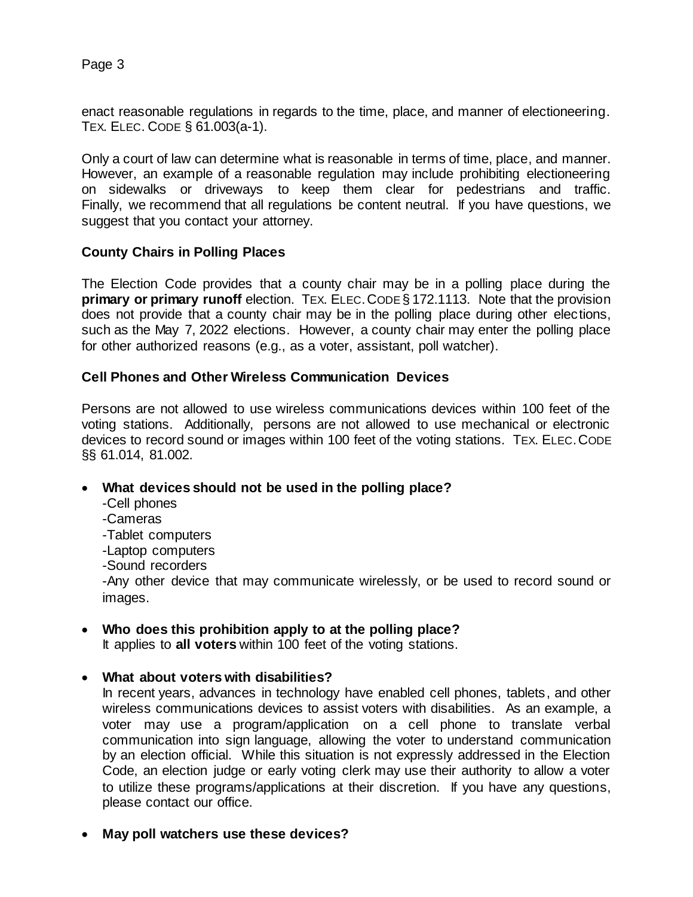enact reasonable regulations in regards to the time, place, and manner of electioneering. TEX. ELEC. CODE § 61.003(a-1).

Only a court of law can determine what is reasonable in terms of time, place, and manner. However, an example of a reasonable regulation may include prohibiting electioneering on sidewalks or driveways to keep them clear for pedestrians and traffic. Finally, we recommend that all regulations be content neutral. If you have questions, we suggest that you contact your attorney.

### County Chairs in Polling Places

The Election Code provides that a county chair may be in a polling place during the **primary or primary runoff** election. TEX. ELEC. CODE § 172.1113. Note that the provision does not provide that a county chair may be in the polling place during other elections, such as the May 7, 2022 elections. However, a county chair may enter the polling place for other authorized reasons (e.g., as a voter, assistant, poll watcher).

### Cell Phones and Other Wireless Communication Devices

Persons are not allowed to use wireless communications devices within 100 feet of the voting stations. Additionally, persons are not allowed to use mechanical or electronic devices to record sound or images within 100 feet of the voting stations. TEX. ELEC. CODE §§ 61.014, 81.002.

- **What devices should not be used in the polling place?**
  -Cell phones
  -Cameras
  -Tablet computers
  -Laptop computers
  -Sound recorders
  -Any other device that may communicate wirelessly, or be used to record sound or images.

- **Who does this prohibition apply to at the polling place?**
  It applies to **all voters** within 100 feet of the voting stations.

- **What about voters with disabilities?**
  In recent years, advances in technology have enabled cell phones, tablets, and other wireless communications devices to assist voters with disabilities. As an example, a voter may use a program/application on a cell phone to translate verbal communication into sign language, allowing the voter to understand communication by an election official. While this situation is not expressly addressed in the Election Code, an election judge or early voting clerk may use their authority to allow a voter to utilize these programs/applications at their discretion. If you have any questions, please contact our office.

- **May poll watchers use these devices?**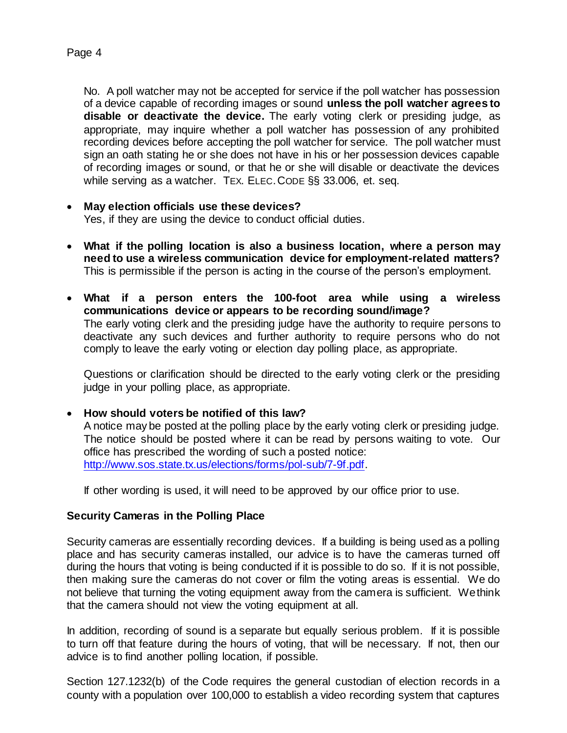No. A poll watcher may not be accepted for service if the poll watcher has possession of a device capable of recording images or sound **unless the poll watcher agrees to disable or deactivate the device.** The early voting clerk or presiding judge, as appropriate, may inquire whether a poll watcher has possession of any prohibited recording devices before accepting the poll watcher for service. The poll watcher must sign an oath stating he or she does not have in his or her possession devices capable of recording images or sound, or that he or she will disable or deactivate the devices while serving as a watcher. TEX. ELEC. CODE §§ 33.006, et. seq.

- **May election officials use these devices?**
  Yes, if they are using the device to conduct official duties.

- **What if the polling location is also a business location, where a person may need to use a wireless communication device for employment-related matters?**
  This is permissible if the person is acting in the course of the person's employment.

- **What if a person enters the 100-foot area while using a wireless communications device or appears to be recording sound/image?**
  The early voting clerk and the presiding judge have the authority to require persons to deactivate any such devices and further authority to require persons who do not comply to leave the early voting or election day polling place, as appropriate.

  Questions or clarification should be directed to the early voting clerk or the presiding judge in your polling place, as appropriate.

- **How should voters be notified of this law?**
  A notice may be posted at the polling place by the early voting clerk or presiding judge. The notice should be posted where it can be read by persons waiting to vote. Our office has prescribed the wording of such a posted notice: http://www.sos.state.tx.us/elections/forms/pol-sub/7-9f.pdf.

  If other wording is used, it will need to be approved by our office prior to use.

**Security Cameras in the Polling Place**

Security cameras are essentially recording devices. If a building is being used as a polling place and has security cameras installed, our advice is to have the cameras turned off during the hours that voting is being conducted if it is possible to do so. If it is not possible, then making sure the cameras do not cover or film the voting areas is essential. We do not believe that turning the voting equipment away from the camera is sufficient. We think that the camera should not view the voting equipment at all.

In addition, recording of sound is a separate but equally serious problem. If it is possible to turn off that feature during the hours of voting, that will be necessary. If not, then our advice is to find another polling location, if possible.

Section 127.1232(b) of the Code requires the general custodian of election records in a county with a population over 100,000 to establish a video recording system that captures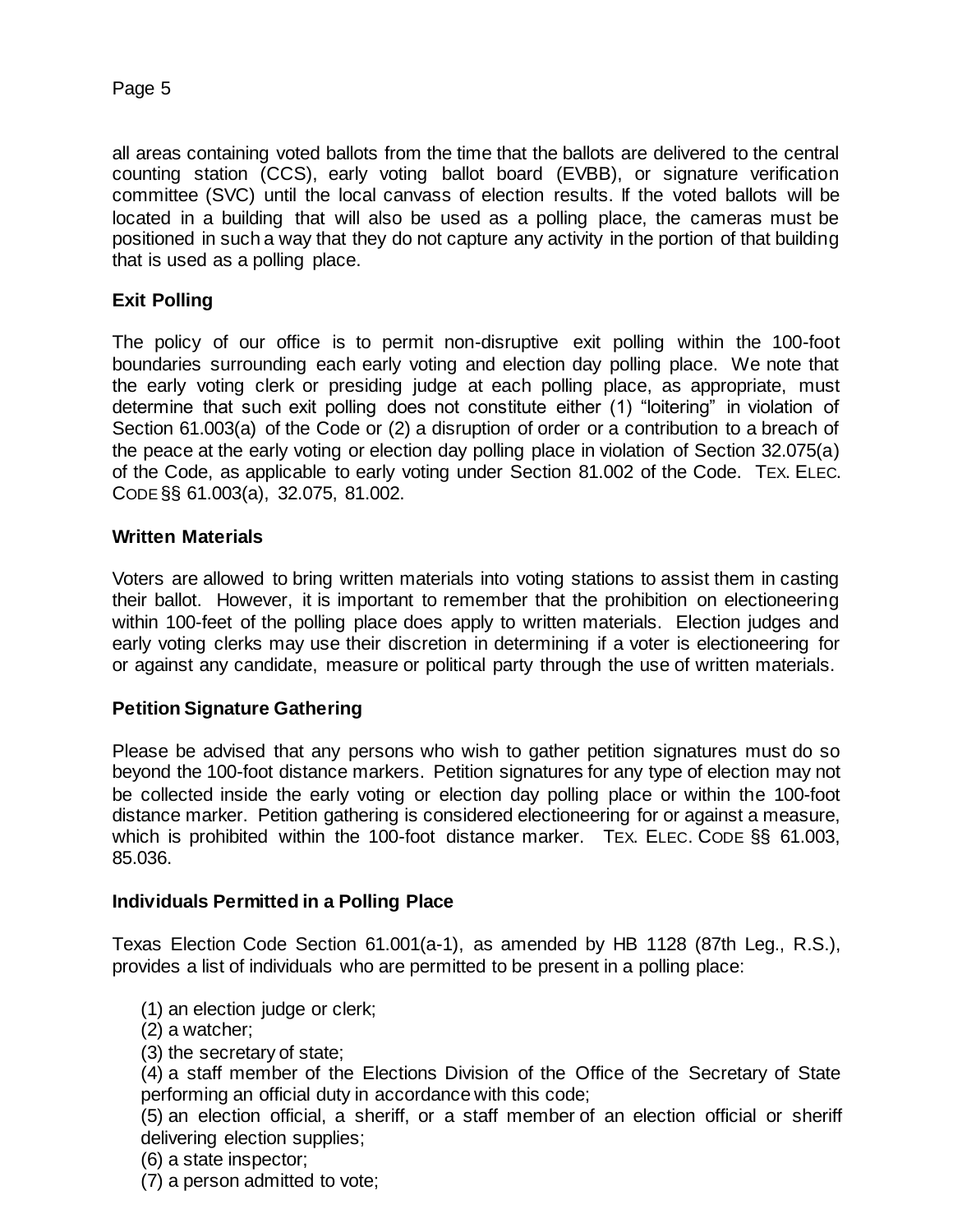all areas containing voted ballots from the time that the ballots are delivered to the central counting station (CCS), early voting ballot board (EVBB), or signature verification committee (SVC) until the local canvass of election results. If the voted ballots will be located in a building that will also be used as a polling place, the cameras must be positioned in such a way that they do not capture any activity in the portion of that building that is used as a polling place.

**Exit Polling**

The policy of our office is to permit non-disruptive exit polling within the 100-foot boundaries surrounding each early voting and election day polling place. We note that the early voting clerk or presiding judge at each polling place, as appropriate, must determine that such exit polling does not constitute either (1) "loitering" in violation of Section 61.003(a) of the Code or (2) a disruption of order or a contribution to a breach of the peace at the early voting or election day polling place in violation of Section 32.075(a) of the Code, as applicable to early voting under Section 81.002 of the Code. TEX. ELEC. CODE §§ 61.003(a), 32.075, 81.002.

**Written Materials**

Voters are allowed to bring written materials into voting stations to assist them in casting their ballot. However, it is important to remember that the prohibition on electioneering within 100-feet of the polling place does apply to written materials. Election judges and early voting clerks may use their discretion in determining if a voter is electioneering for or against any candidate, measure or political party through the use of written materials.

**Petition Signature Gathering**

Please be advised that any persons who wish to gather petition signatures must do so beyond the 100-foot distance markers. Petition signatures for any type of election may not be collected inside the early voting or election day polling place or within the 100-foot distance marker. Petition gathering is considered electioneering for or against a measure, which is prohibited within the 100-foot distance marker. TEX. ELEC. CODE §§ 61.003, 85.036.

**Individuals Permitted in a Polling Place**

Texas Election Code Section 61.001(a-1), as amended by HB 1128 (87th Leg., R.S.), provides a list of individuals who are permitted to be present in a polling place:

(1) an election judge or clerk;
(2) a watcher;
(3) the secretary of state;
(4) a staff member of the Elections Division of the Office of the Secretary of State performing an official duty in accordance with this code;
(5) an election official, a sheriff, or a staff member of an election official or sheriff delivering election supplies;
(6) a state inspector;
(7) a person admitted to vote;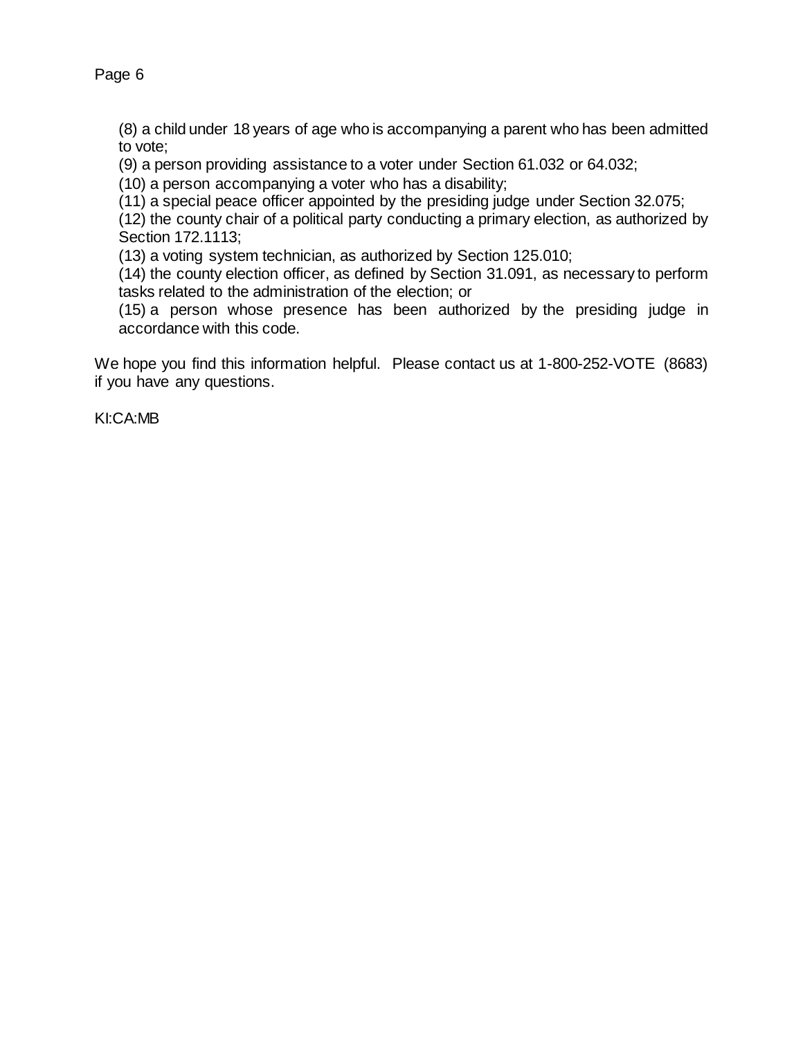(8) a child under 18 years of age who is accompanying a parent who has been admitted to vote;

(9) a person providing assistance to a voter under Section 61.032 or 64.032;

(10) a person accompanying a voter who has a disability;

(11) a special peace officer appointed by the presiding judge under Section 32.075;

(12) the county chair of a political party conducting a primary election, as authorized by Section 172.1113;

(13) a voting system technician, as authorized by Section 125.010;

(14) the county election officer, as defined by Section 31.091, as necessary to perform tasks related to the administration of the election; or

(15) a person whose presence has been authorized by the presiding judge in accordance with this code.

We hope you find this information helpful. Please contact us at 1-800-252-VOTE (8683) if you have any questions.

KI:CA:MB